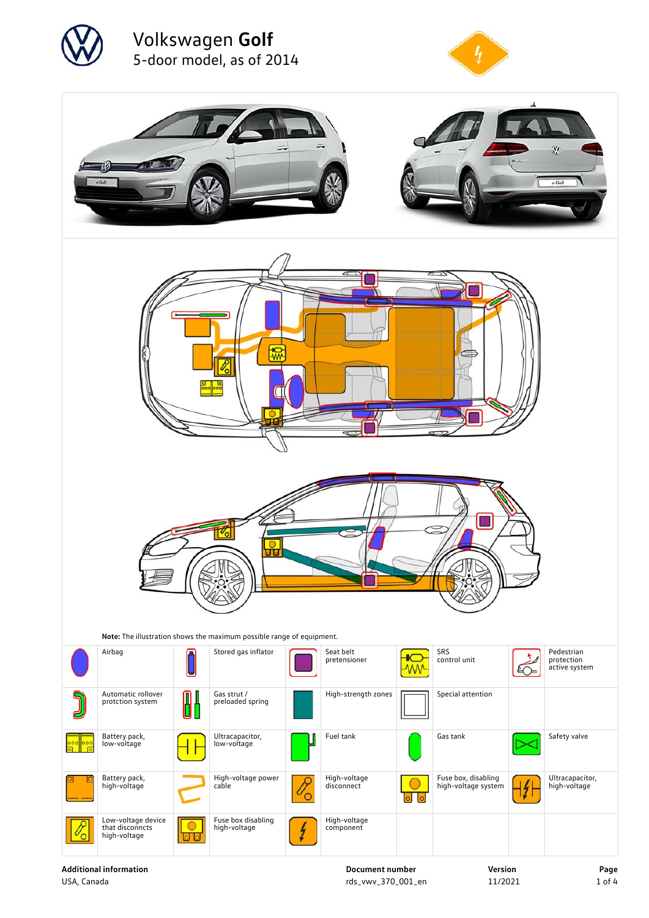# Volkswagen **Golf**

5-door model, as of 2014

**Note:** The illustration shows the maximum possible range of equipment.

| | | | | | | | | | |
|---|---|---|---|---|---|---|---|---|---|
| | Airbag | | Stored gas inflator | | Seat belt pretensioner | | SRS control unit | | Pedestrian protection active system |
| | Automatic rollover protction system | | Gas strut / preloaded spring | | High-strength zones | | Special attention | | |
| | Battery pack, low-voltage | | Ultracapacitor, low-voltage | | Fuel tank | | Gas tank | | Safety valve |
| | Battery pack, high-voltage | | High-voltage power cable | | High-voltage disconnect | | Fuse box, disabling high-voltage system | | Ultracapacitor, high-voltage |
| | Low-voltage device that disconncts high-voltage | | Fuse box disabling high-voltage | | High-voltage component | | | | |

**Additional information**
USA, Canada

**Document number**
rds_vwv_370_001_en

**Version**
11/2021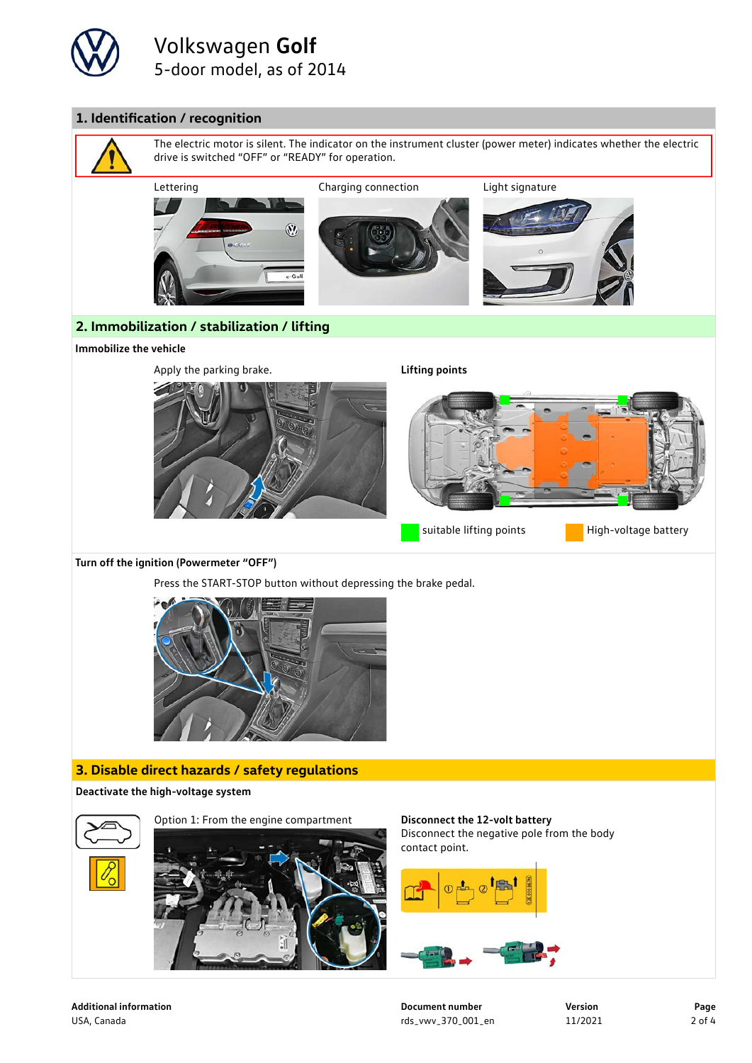# Volkswagen **Golf**
5-door model, as of 2014

## 1. Identification / recognition

The electric motor is silent. The indicator on the instrument cluster (power meter) indicates whether the electric drive is switched "OFF" or "READY" for operation.

Lettering

Charging connection

Light signature

## 2. Immobilization / stabilization / lifting

**Immobilize the vehicle**

Apply the parking brake.

**Lifting points**

suitable lifting points

High-voltage battery

**Turn off the ignition (Powermeter "OFF")**

Press the START-STOP button without depressing the brake pedal.

## 3. Disable direct hazards / safety regulations

**Deactivate the high-voltage system**

Option 1: From the engine compartment

**Disconnect the 12-volt battery**

Disconnect the negative pole from the body contact point.

**Additional information**
USA, Canada

**Document number**
rds_vwv_370_001_en

**Version**
11/2021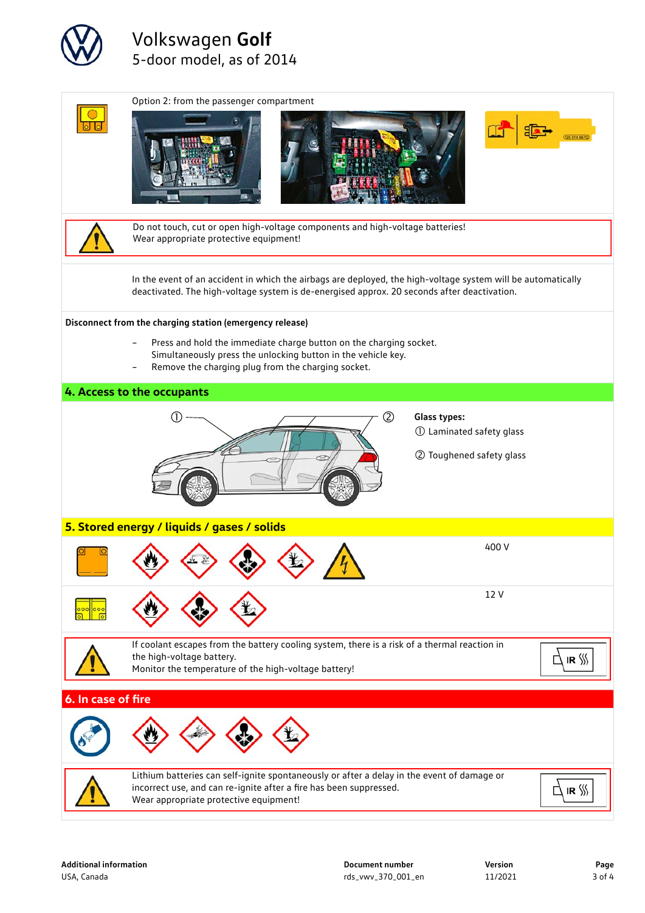Option 2: from the passenger compartment

Do not touch, cut or open high-voltage components and high-voltage batteries!
Wear appropriate protective equipment!

In the event of an accident in which the airbags are deployed, the high-voltage system will be automatically deactivated. The high-voltage system is de-energised approx. 20 seconds after deactivation.

**Disconnect from the charging station (emergency release)**

- Press and hold the immediate charge button on the charging socket.
  Simultaneously press the unlocking button in the vehicle key.
- Remove the charging plug from the charging socket.

## 4. Access to the occupants

**Glass types:**

① Laminated safety glass

② Toughened safety glass

## 5. Stored energy / liquids / gases / solids

400 V

12 V

If coolant escapes from the battery cooling system, there is a risk of a thermal reaction in the high-voltage battery.
Monitor the temperature of the high-voltage battery!

IR

## 6. In case of fire

Lithium batteries can self-ignite spontaneously or after a delay in the event of damage or incorrect use, and can re-ignite after a fire has been suppressed.
Wear appropriate protective equipment!

IR

**Additional information**
USA, Canada

**Document number**
rds_vwv_370_001_en

**Version**
11/2021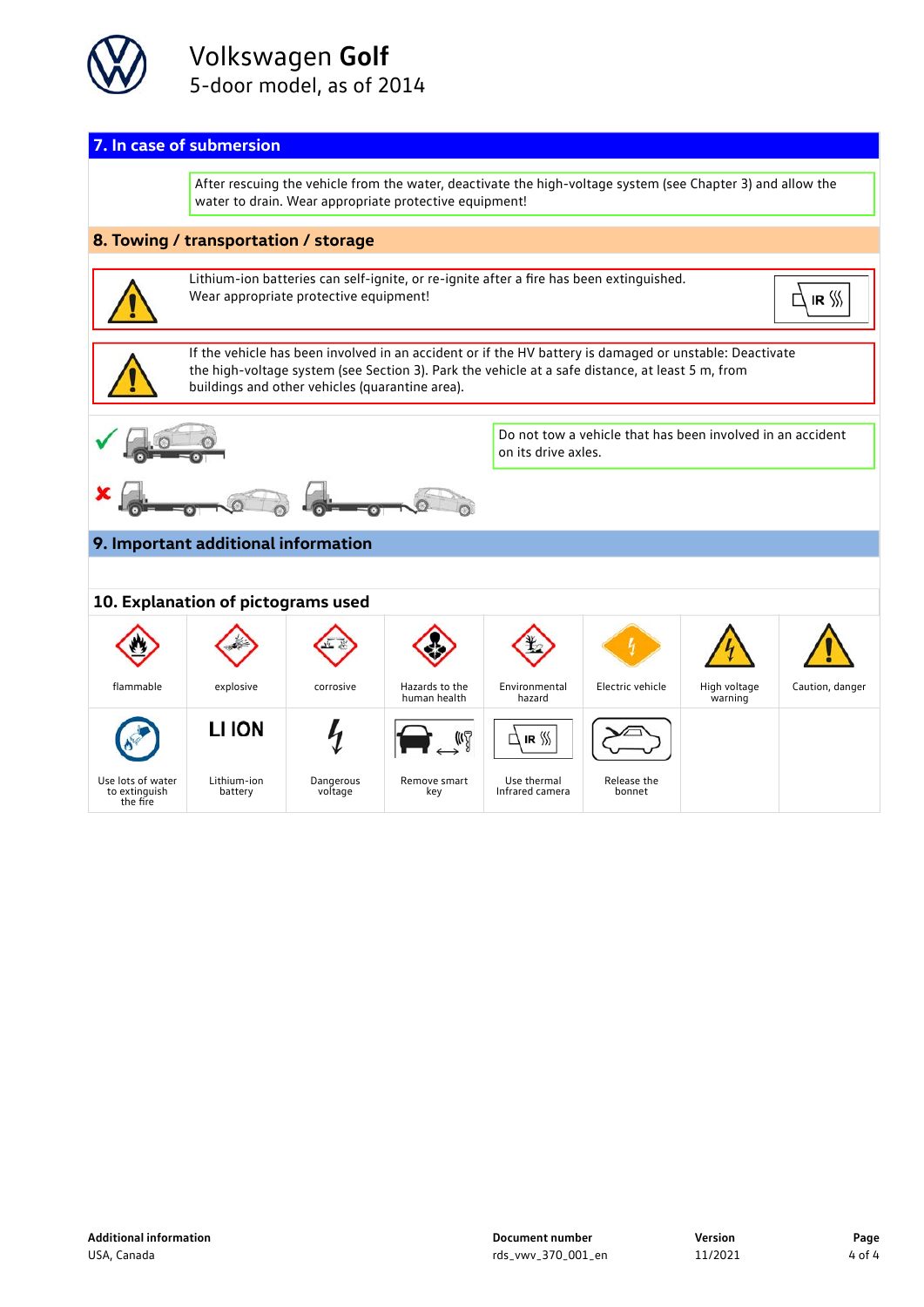## 7. In case of submersion

After rescuing the vehicle from the water, deactivate the high-voltage system (see Chapter 3) and allow the water to drain. Wear appropriate protective equipment!

## 8. Towing / transportation / storage

Lithium-ion batteries can self-ignite, or re-ignite after a fire has been extinguished.
Wear appropriate protective equipment!

If the vehicle has been involved in an accident or if the HV battery is damaged or unstable: Deactivate the high-voltage system (see Section 3). Park the vehicle at a safe distance, at least 5 m, from buildings and other vehicles (quarantine area).

Do not tow a vehicle that has been involved in an accident on its drive axles.

## 9. Important additional information

## 10. Explanation of pictograms used

| | | | | | | | |
|---|---|---|---|---|---|---|---|
| flammable | explosive | corrosive | Hazards to the human health | Environmental hazard | Electric vehicle | High voltage warning | Caution, danger |
| Use lots of water to extinguish the fire | LI ION Lithium-ion battery | Dangerous voltage | Remove smart key | Use thermal Infrared camera | Release the bonnet | | |

**Additional information**
USA, Canada

**Document number**
rds_vwv_370_001_en

**Version**
11/2021